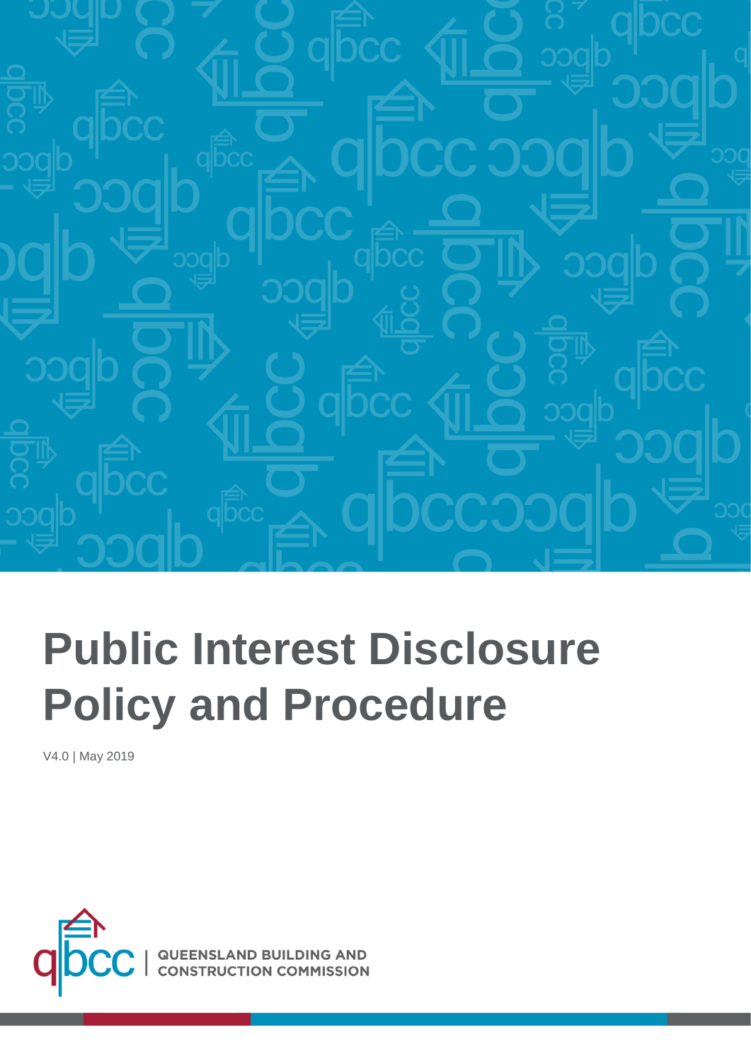# Public Interest Disclosure Policy and Procedure

V4.0 | May 2019

QUEENSLAND BUILDING AND CONSTRUCTION COMMISSION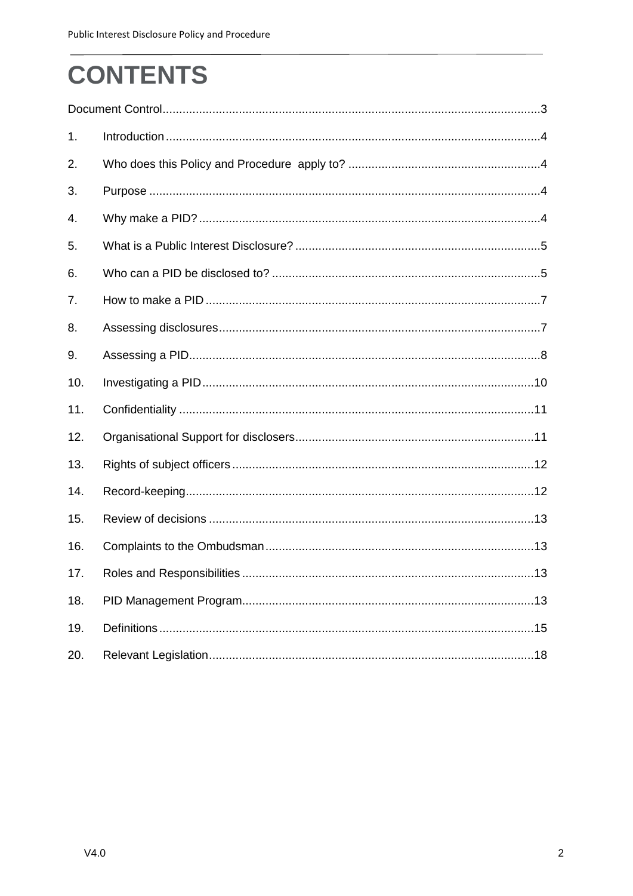# CONTENTS

| | | |
|---|---|---|
| Document Control | | 3 |
| 1. | Introduction | 4 |
| 2. | Who does this Policy and Procedure apply to? | 4 |
| 3. | Purpose | 4 |
| 4. | Why make a PID? | 4 |
| 5. | What is a Public Interest Disclosure? | 5 |
| 6. | Who can a PID be disclosed to? | 5 |
| 7. | How to make a PID | 7 |
| 8. | Assessing disclosures | 7 |
| 9. | Assessing a PID | 8 |
| 10. | Investigating a PID | 10 |
| 11. | Confidentiality | 11 |
| 12. | Organisational Support for disclosers | 11 |
| 13. | Rights of subject officers | 12 |
| 14. | Record-keeping | 12 |
| 15. | Review of decisions | 13 |
| 16. | Complaints to the Ombudsman | 13 |
| 17. | Roles and Responsibilities | 13 |
| 18. | PID Management Program | 13 |
| 19. | Definitions | 15 |
| 20. | Relevant Legislation | 18 |

V4.0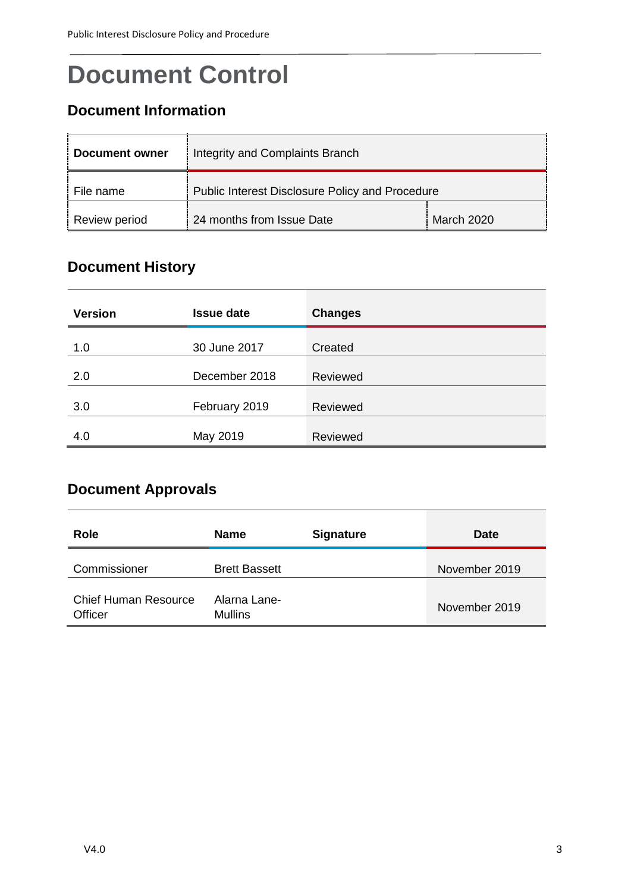# Document Control

## Document Information

| Document owner | Integrity and Complaints Branch | |
|---|---|---|
| File name | Public Interest Disclosure Policy and Procedure | |
| Review period | 24 months from Issue Date | March 2020 |

## Document History

| Version | Issue date | Changes |
|---|---|---|
| 1.0 | 30 June 2017 | Created |
| 2.0 | December 2018 | Reviewed |
| 3.0 | February 2019 | Reviewed |
| 4.0 | May 2019 | Reviewed |

## Document Approvals

| Role | Name | Signature | Date |
|---|---|---|---|
| Commissioner | Brett Bassett | | November 2019 |
| Chief Human Resource Officer | Alarna Lane-Mullins | | November 2019 |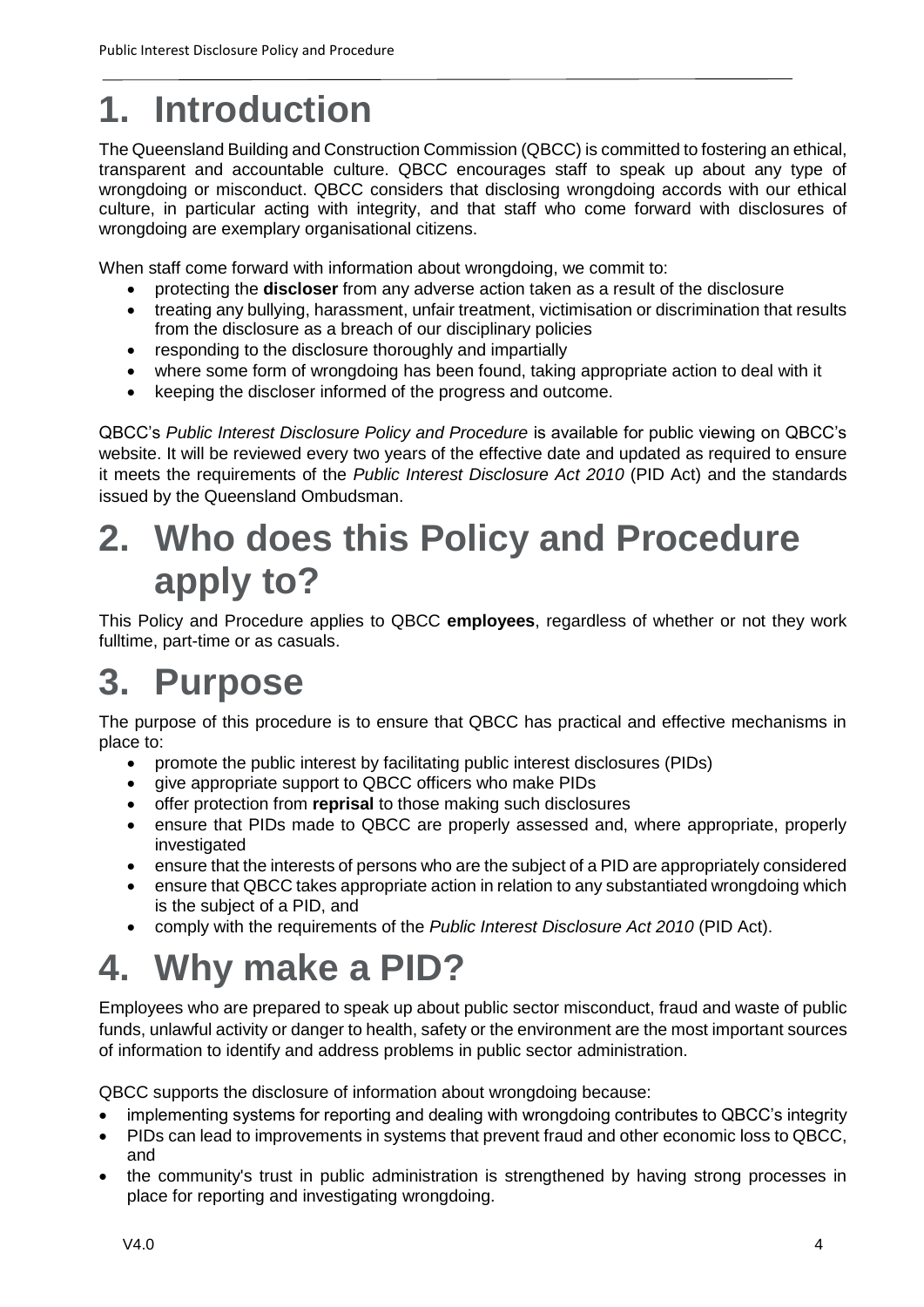# 1. Introduction

The Queensland Building and Construction Commission (QBCC) is committed to fostering an ethical, transparent and accountable culture. QBCC encourages staff to speak up about any type of wrongdoing or misconduct. QBCC considers that disclosing wrongdoing accords with our ethical culture, in particular acting with integrity, and that staff who come forward with disclosures of wrongdoing are exemplary organisational citizens.

When staff come forward with information about wrongdoing, we commit to:

- protecting the **discloser** from any adverse action taken as a result of the disclosure
- treating any bullying, harassment, unfair treatment, victimisation or discrimination that results from the disclosure as a breach of our disciplinary policies
- responding to the disclosure thoroughly and impartially
- where some form of wrongdoing has been found, taking appropriate action to deal with it
- keeping the discloser informed of the progress and outcome.

QBCC's *Public Interest Disclosure Policy and Procedure* is available for public viewing on QBCC's website. It will be reviewed every two years of the effective date and updated as required to ensure it meets the requirements of the *Public Interest Disclosure Act 2010* (PID Act) and the standards issued by the Queensland Ombudsman.

# 2. Who does this Policy and Procedure apply to?

This Policy and Procedure applies to QBCC **employees**, regardless of whether or not they work fulltime, part-time or as casuals.

# 3. Purpose

The purpose of this procedure is to ensure that QBCC has practical and effective mechanisms in place to:

- promote the public interest by facilitating public interest disclosures (PIDs)
- give appropriate support to QBCC officers who make PIDs
- offer protection from **reprisal** to those making such disclosures
- ensure that PIDs made to QBCC are properly assessed and, where appropriate, properly investigated
- ensure that the interests of persons who are the subject of a PID are appropriately considered
- ensure that QBCC takes appropriate action in relation to any substantiated wrongdoing which is the subject of a PID, and
- comply with the requirements of the *Public Interest Disclosure Act 2010* (PID Act).

# 4. Why make a PID?

Employees who are prepared to speak up about public sector misconduct, fraud and waste of public funds, unlawful activity or danger to health, safety or the environment are the most important sources of information to identify and address problems in public sector administration.

QBCC supports the disclosure of information about wrongdoing because:

- implementing systems for reporting and dealing with wrongdoing contributes to QBCC's integrity
- PIDs can lead to improvements in systems that prevent fraud and other economic loss to QBCC, and
- the community's trust in public administration is strengthened by having strong processes in place for reporting and investigating wrongdoing.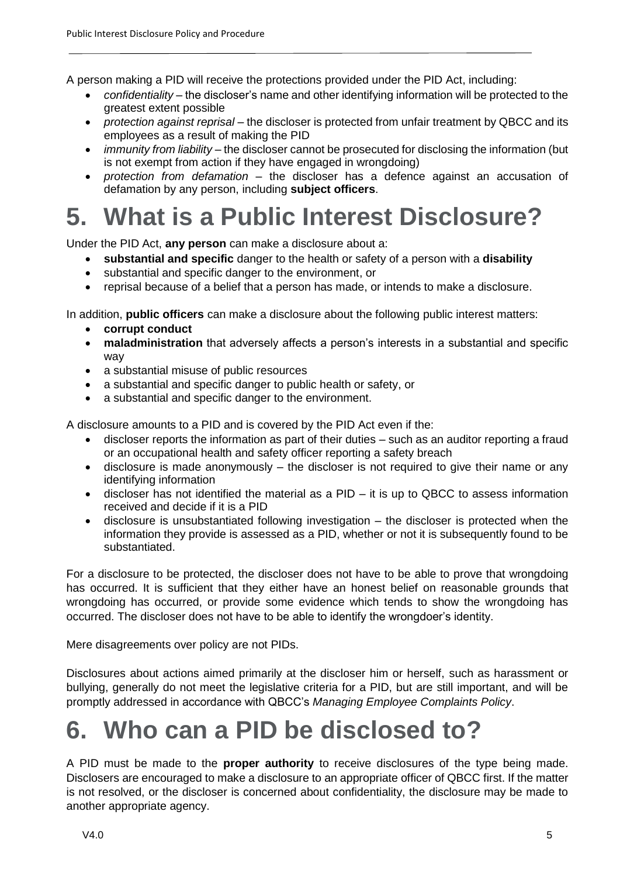A person making a PID will receive the protections provided under the PID Act, including:

- *confidentiality* – the discloser's name and other identifying information will be protected to the greatest extent possible
- *protection against reprisal* – the discloser is protected from unfair treatment by QBCC and its employees as a result of making the PID
- *immunity from liability* – the discloser cannot be prosecuted for disclosing the information (but is not exempt from action if they have engaged in wrongdoing)
- *protection from defamation* – the discloser has a defence against an accusation of defamation by any person, including **subject officers**.

# 5. What is a Public Interest Disclosure?

Under the PID Act, **any person** can make a disclosure about a:

- **substantial and specific** danger to the health or safety of a person with a **disability**
- substantial and specific danger to the environment, or
- reprisal because of a belief that a person has made, or intends to make a disclosure.

In addition, **public officers** can make a disclosure about the following public interest matters:

- **corrupt conduct**
- **maladministration** that adversely affects a person's interests in a substantial and specific way
- a substantial misuse of public resources
- a substantial and specific danger to public health or safety, or
- a substantial and specific danger to the environment.

A disclosure amounts to a PID and is covered by the PID Act even if the:

- discloser reports the information as part of their duties – such as an auditor reporting a fraud or an occupational health and safety officer reporting a safety breach
- disclosure is made anonymously – the discloser is not required to give their name or any identifying information
- discloser has not identified the material as a PID – it is up to QBCC to assess information received and decide if it is a PID
- disclosure is unsubstantiated following investigation – the discloser is protected when the information they provide is assessed as a PID, whether or not it is subsequently found to be substantiated.

For a disclosure to be protected, the discloser does not have to be able to prove that wrongdoing has occurred. It is sufficient that they either have an honest belief on reasonable grounds that wrongdoing has occurred, or provide some evidence which tends to show the wrongdoing has occurred. The discloser does not have to be able to identify the wrongdoer's identity.

Mere disagreements over policy are not PIDs.

Disclosures about actions aimed primarily at the discloser him or herself, such as harassment or bullying, generally do not meet the legislative criteria for a PID, but are still important, and will be promptly addressed in accordance with QBCC's *Managing Employee Complaints Policy*.

# 6. Who can a PID be disclosed to?

A PID must be made to the **proper authority** to receive disclosures of the type being made. Disclosers are encouraged to make a disclosure to an appropriate officer of QBCC first. If the matter is not resolved, or the discloser is concerned about confidentiality, the disclosure may be made to another appropriate agency.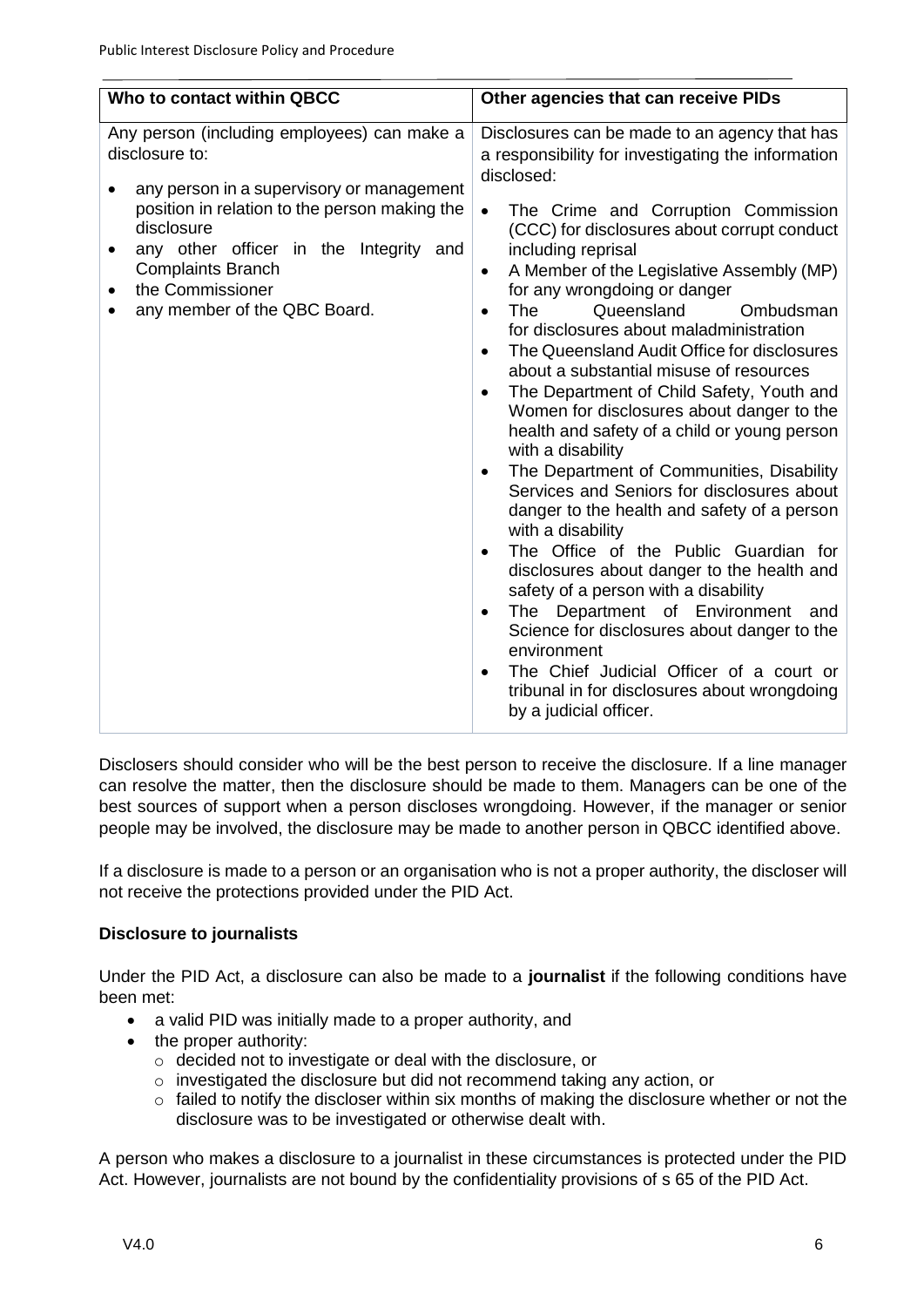| Who to contact within QBCC | Other agencies that can receive PIDs |
| --- | --- |
| Any person (including employees) can make a disclosure to:<br>• any person in a supervisory or management position in relation to the person making the disclosure<br>• any other officer in the Integrity and Complaints Branch<br>• the Commissioner<br>• any member of the QBC Board. | Disclosures can be made to an agency that has a responsibility for investigating the information disclosed:<br>• The Crime and Corruption Commission (CCC) for disclosures about corrupt conduct including reprisal<br>• A Member of the Legislative Assembly (MP) for any wrongdoing or danger<br>• The Queensland Ombudsman for disclosures about maladministration<br>• The Queensland Audit Office for disclosures about a substantial misuse of resources<br>• The Department of Child Safety, Youth and Women for disclosures about danger to the health and safety of a child or young person with a disability<br>• The Department of Communities, Disability Services and Seniors for disclosures about danger to the health and safety of a person with a disability<br>• The Office of the Public Guardian for disclosures about danger to the health and safety of a person with a disability<br>• The Department of Environment and Science for disclosures about danger to the environment<br>• The Chief Judicial Officer of a court or tribunal in for disclosures about wrongdoing by a judicial officer. |

Disclosers should consider who will be the best person to receive the disclosure. If a line manager can resolve the matter, then the disclosure should be made to them. Managers can be one of the best sources of support when a person discloses wrongdoing. However, if the manager or senior people may be involved, the disclosure may be made to another person in QBCC identified above.

If a disclosure is made to a person or an organisation who is not a proper authority, the discloser will not receive the protections provided under the PID Act.

**Disclosure to journalists**

Under the PID Act, a disclosure can also be made to a **journalist** if the following conditions have been met:

- a valid PID was initially made to a proper authority, and
- the proper authority:
  - decided not to investigate or deal with the disclosure, or
  - investigated the disclosure but did not recommend taking any action, or
  - failed to notify the discloser within six months of making the disclosure whether or not the disclosure was to be investigated or otherwise dealt with.

A person who makes a disclosure to a journalist in these circumstances is protected under the PID Act. However, journalists are not bound by the confidentiality provisions of s 65 of the PID Act.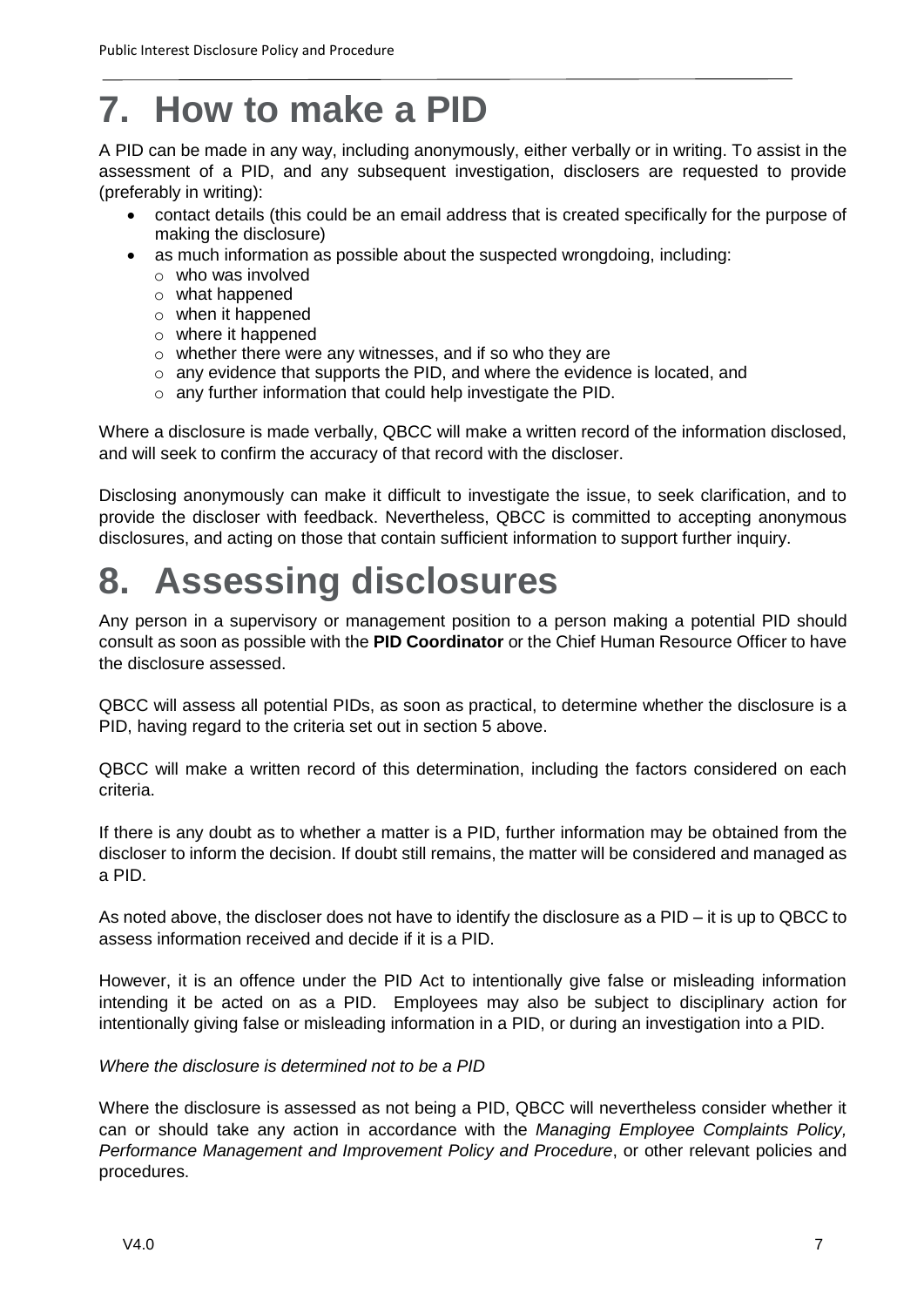# 7. How to make a PID

A PID can be made in any way, including anonymously, either verbally or in writing. To assist in the assessment of a PID, and any subsequent investigation, disclosers are requested to provide (preferably in writing):

- contact details (this could be an email address that is created specifically for the purpose of making the disclosure)
- as much information as possible about the suspected wrongdoing, including:
  - who was involved
  - what happened
  - when it happened
  - where it happened
  - whether there were any witnesses, and if so who they are
  - any evidence that supports the PID, and where the evidence is located, and
  - any further information that could help investigate the PID.

Where a disclosure is made verbally, QBCC will make a written record of the information disclosed, and will seek to confirm the accuracy of that record with the discloser.

Disclosing anonymously can make it difficult to investigate the issue, to seek clarification, and to provide the discloser with feedback. Nevertheless, QBCC is committed to accepting anonymous disclosures, and acting on those that contain sufficient information to support further inquiry.

# 8. Assessing disclosures

Any person in a supervisory or management position to a person making a potential PID should consult as soon as possible with the **PID Coordinator** or the Chief Human Resource Officer to have the disclosure assessed.

QBCC will assess all potential PIDs, as soon as practical, to determine whether the disclosure is a PID, having regard to the criteria set out in section 5 above.

QBCC will make a written record of this determination, including the factors considered on each criteria.

If there is any doubt as to whether a matter is a PID, further information may be obtained from the discloser to inform the decision. If doubt still remains, the matter will be considered and managed as a PID.

As noted above, the discloser does not have to identify the disclosure as a PID – it is up to QBCC to assess information received and decide if it is a PID.

However, it is an offence under the PID Act to intentionally give false or misleading information intending it be acted on as a PID. Employees may also be subject to disciplinary action for intentionally giving false or misleading information in a PID, or during an investigation into a PID.

*Where the disclosure is determined not to be a PID*

Where the disclosure is assessed as not being a PID, QBCC will nevertheless consider whether it can or should take any action in accordance with the *Managing Employee Complaints Policy, Performance Management and Improvement Policy and Procedure*, or other relevant policies and procedures.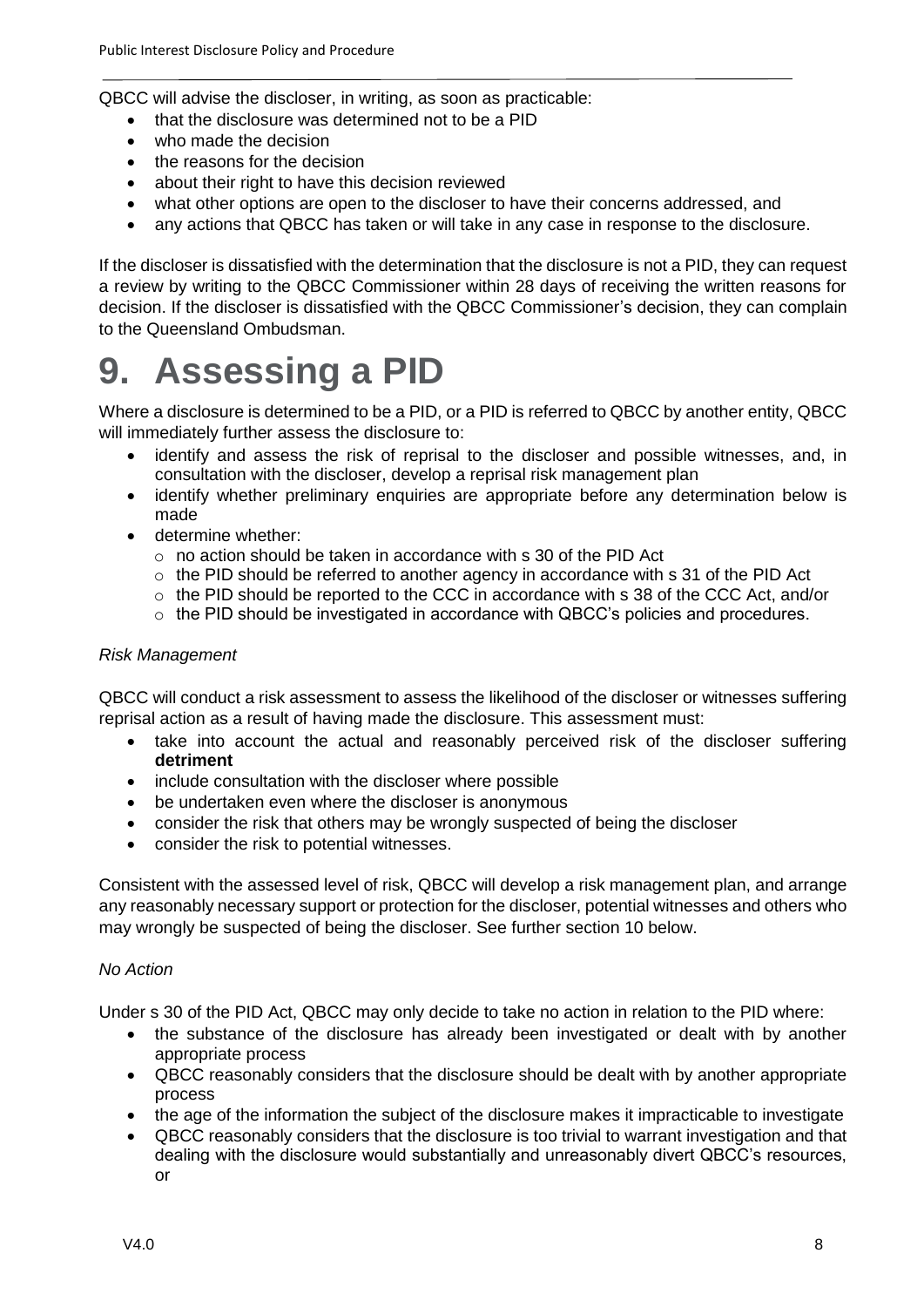QBCC will advise the discloser, in writing, as soon as practicable:

- that the disclosure was determined not to be a PID
- who made the decision
- the reasons for the decision
- about their right to have this decision reviewed
- what other options are open to the discloser to have their concerns addressed, and
- any actions that QBCC has taken or will take in any case in response to the disclosure.

If the discloser is dissatisfied with the determination that the disclosure is not a PID, they can request a review by writing to the QBCC Commissioner within 28 days of receiving the written reasons for decision. If the discloser is dissatisfied with the QBCC Commissioner's decision, they can complain to the Queensland Ombudsman.

# 9. Assessing a PID

Where a disclosure is determined to be a PID, or a PID is referred to QBCC by another entity, QBCC will immediately further assess the disclosure to:

- identify and assess the risk of reprisal to the discloser and possible witnesses, and, in consultation with the discloser, develop a reprisal risk management plan
- identify whether preliminary enquiries are appropriate before any determination below is made
- determine whether:
  - no action should be taken in accordance with s 30 of the PID Act
  - the PID should be referred to another agency in accordance with s 31 of the PID Act
  - the PID should be reported to the CCC in accordance with s 38 of the CCC Act, and/or
  - the PID should be investigated in accordance with QBCC's policies and procedures.

*Risk Management*

QBCC will conduct a risk assessment to assess the likelihood of the discloser or witnesses suffering reprisal action as a result of having made the disclosure. This assessment must:

- take into account the actual and reasonably perceived risk of the discloser suffering **detriment**
- include consultation with the discloser where possible
- be undertaken even where the discloser is anonymous
- consider the risk that others may be wrongly suspected of being the discloser
- consider the risk to potential witnesses.

Consistent with the assessed level of risk, QBCC will develop a risk management plan, and arrange any reasonably necessary support or protection for the discloser, potential witnesses and others who may wrongly be suspected of being the discloser. See further section 10 below.

*No Action*

Under s 30 of the PID Act, QBCC may only decide to take no action in relation to the PID where:

- the substance of the disclosure has already been investigated or dealt with by another appropriate process
- QBCC reasonably considers that the disclosure should be dealt with by another appropriate process
- the age of the information the subject of the disclosure makes it impracticable to investigate
- QBCC reasonably considers that the disclosure is too trivial to warrant investigation and that dealing with the disclosure would substantially and unreasonably divert QBCC's resources, or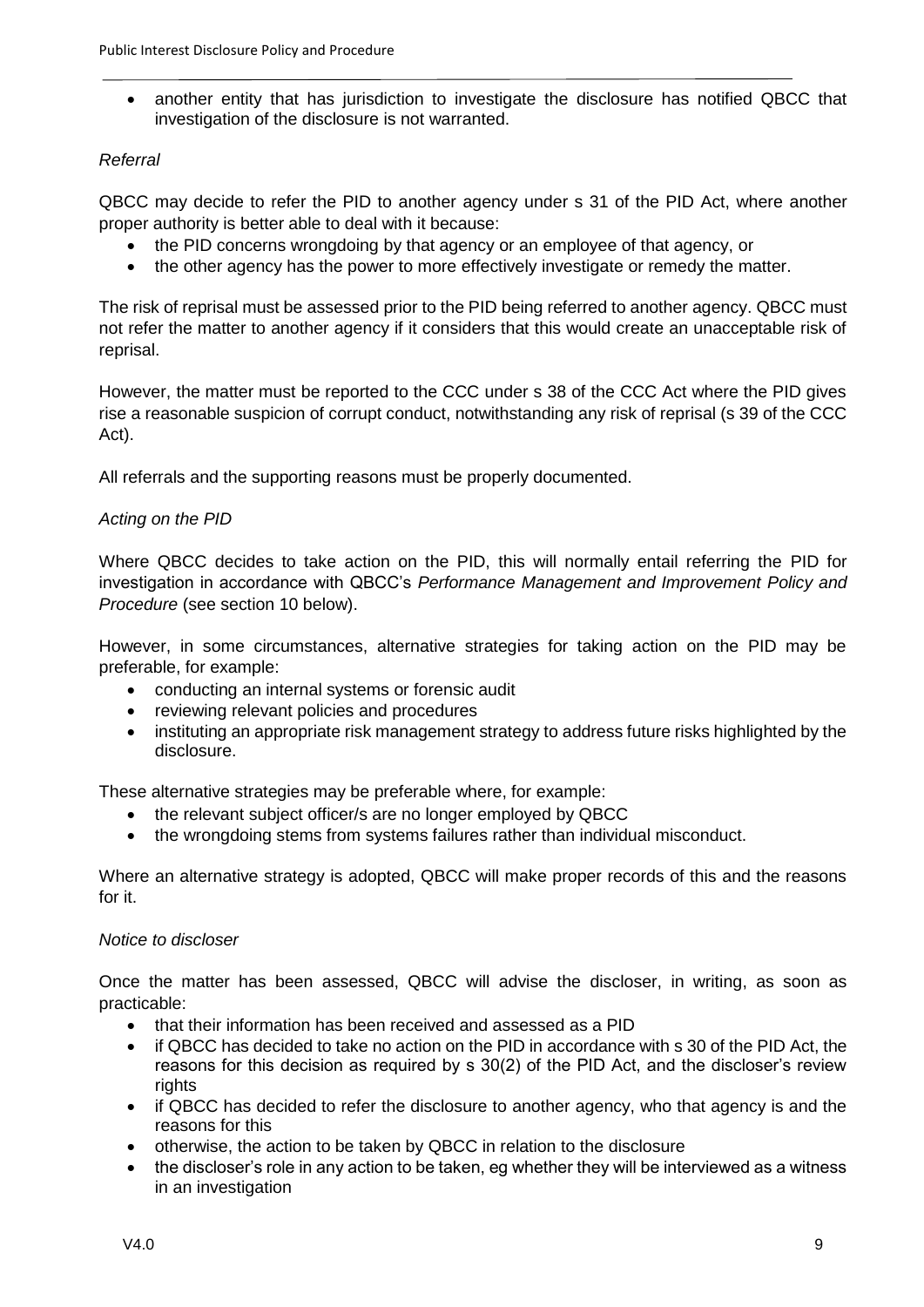- another entity that has jurisdiction to investigate the disclosure has notified QBCC that investigation of the disclosure is not warranted.

*Referral*

QBCC may decide to refer the PID to another agency under s 31 of the PID Act, where another proper authority is better able to deal with it because:

- the PID concerns wrongdoing by that agency or an employee of that agency, or
- the other agency has the power to more effectively investigate or remedy the matter.

The risk of reprisal must be assessed prior to the PID being referred to another agency. QBCC must not refer the matter to another agency if it considers that this would create an unacceptable risk of reprisal.

However, the matter must be reported to the CCC under s 38 of the CCC Act where the PID gives rise a reasonable suspicion of corrupt conduct, notwithstanding any risk of reprisal (s 39 of the CCC Act).

All referrals and the supporting reasons must be properly documented.

*Acting on the PID*

Where QBCC decides to take action on the PID, this will normally entail referring the PID for investigation in accordance with QBCC's *Performance Management and Improvement Policy and Procedure* (see section 10 below).

However, in some circumstances, alternative strategies for taking action on the PID may be preferable, for example:

- conducting an internal systems or forensic audit
- reviewing relevant policies and procedures
- instituting an appropriate risk management strategy to address future risks highlighted by the disclosure.

These alternative strategies may be preferable where, for example:

- the relevant subject officer/s are no longer employed by QBCC
- the wrongdoing stems from systems failures rather than individual misconduct.

Where an alternative strategy is adopted, QBCC will make proper records of this and the reasons for it.

*Notice to discloser*

Once the matter has been assessed, QBCC will advise the discloser, in writing, as soon as practicable:

- that their information has been received and assessed as a PID
- if QBCC has decided to take no action on the PID in accordance with s 30 of the PID Act, the reasons for this decision as required by s 30(2) of the PID Act, and the discloser's review rights
- if QBCC has decided to refer the disclosure to another agency, who that agency is and the reasons for this
- otherwise, the action to be taken by QBCC in relation to the disclosure
- the discloser's role in any action to be taken, eg whether they will be interviewed as a witness in an investigation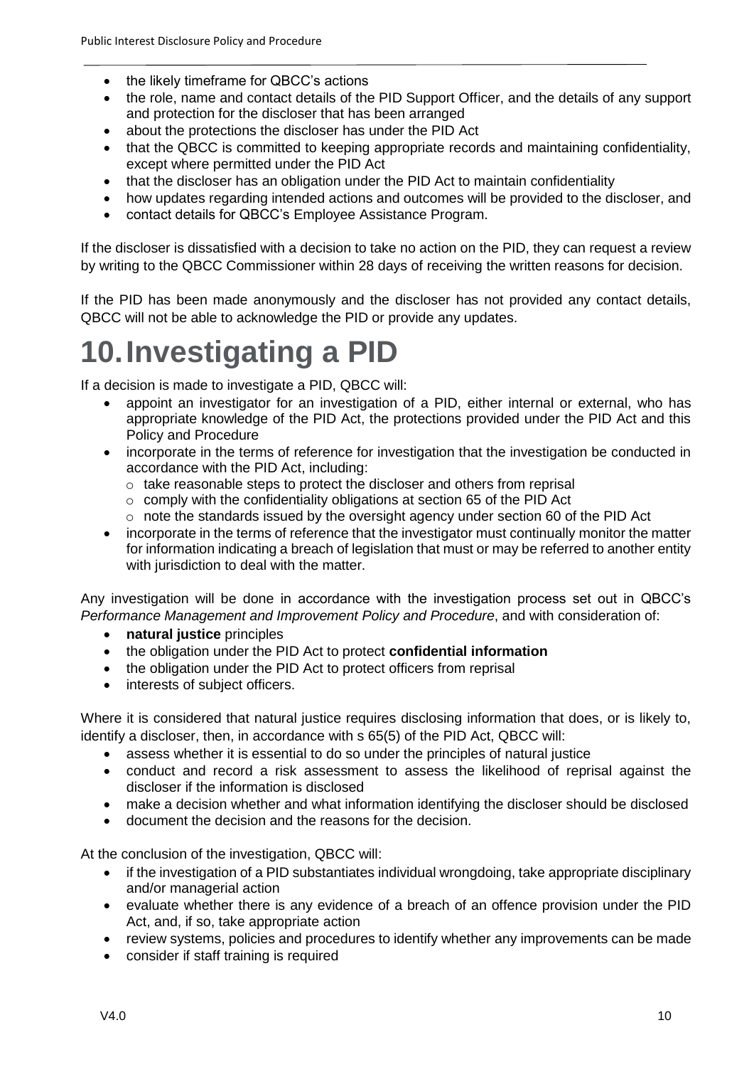- the likely timeframe for QBCC's actions
- the role, name and contact details of the PID Support Officer, and the details of any support and protection for the discloser that has been arranged
- about the protections the discloser has under the PID Act
- that the QBCC is committed to keeping appropriate records and maintaining confidentiality, except where permitted under the PID Act
- that the discloser has an obligation under the PID Act to maintain confidentiality
- how updates regarding intended actions and outcomes will be provided to the discloser, and
- contact details for QBCC's Employee Assistance Program.

If the discloser is dissatisfied with a decision to take no action on the PID, they can request a review by writing to the QBCC Commissioner within 28 days of receiving the written reasons for decision.

If the PID has been made anonymously and the discloser has not provided any contact details, QBCC will not be able to acknowledge the PID or provide any updates.

# 10. Investigating a PID

If a decision is made to investigate a PID, QBCC will:

- appoint an investigator for an investigation of a PID, either internal or external, who has appropriate knowledge of the PID Act, the protections provided under the PID Act and this Policy and Procedure
- incorporate in the terms of reference for investigation that the investigation be conducted in accordance with the PID Act, including:
  - take reasonable steps to protect the discloser and others from reprisal
  - comply with the confidentiality obligations at section 65 of the PID Act
  - note the standards issued by the oversight agency under section 60 of the PID Act
- incorporate in the terms of reference that the investigator must continually monitor the matter for information indicating a breach of legislation that must or may be referred to another entity with jurisdiction to deal with the matter.

Any investigation will be done in accordance with the investigation process set out in QBCC's *Performance Management and Improvement Policy and Procedure*, and with consideration of:

- **natural justice** principles
- the obligation under the PID Act to protect **confidential information**
- the obligation under the PID Act to protect officers from reprisal
- interests of subject officers.

Where it is considered that natural justice requires disclosing information that does, or is likely to, identify a discloser, then, in accordance with s 65(5) of the PID Act, QBCC will:

- assess whether it is essential to do so under the principles of natural justice
- conduct and record a risk assessment to assess the likelihood of reprisal against the discloser if the information is disclosed
- make a decision whether and what information identifying the discloser should be disclosed
- document the decision and the reasons for the decision.

At the conclusion of the investigation, QBCC will:

- if the investigation of a PID substantiates individual wrongdoing, take appropriate disciplinary and/or managerial action
- evaluate whether there is any evidence of a breach of an offence provision under the PID Act, and, if so, take appropriate action
- review systems, policies and procedures to identify whether any improvements can be made
- consider if staff training is required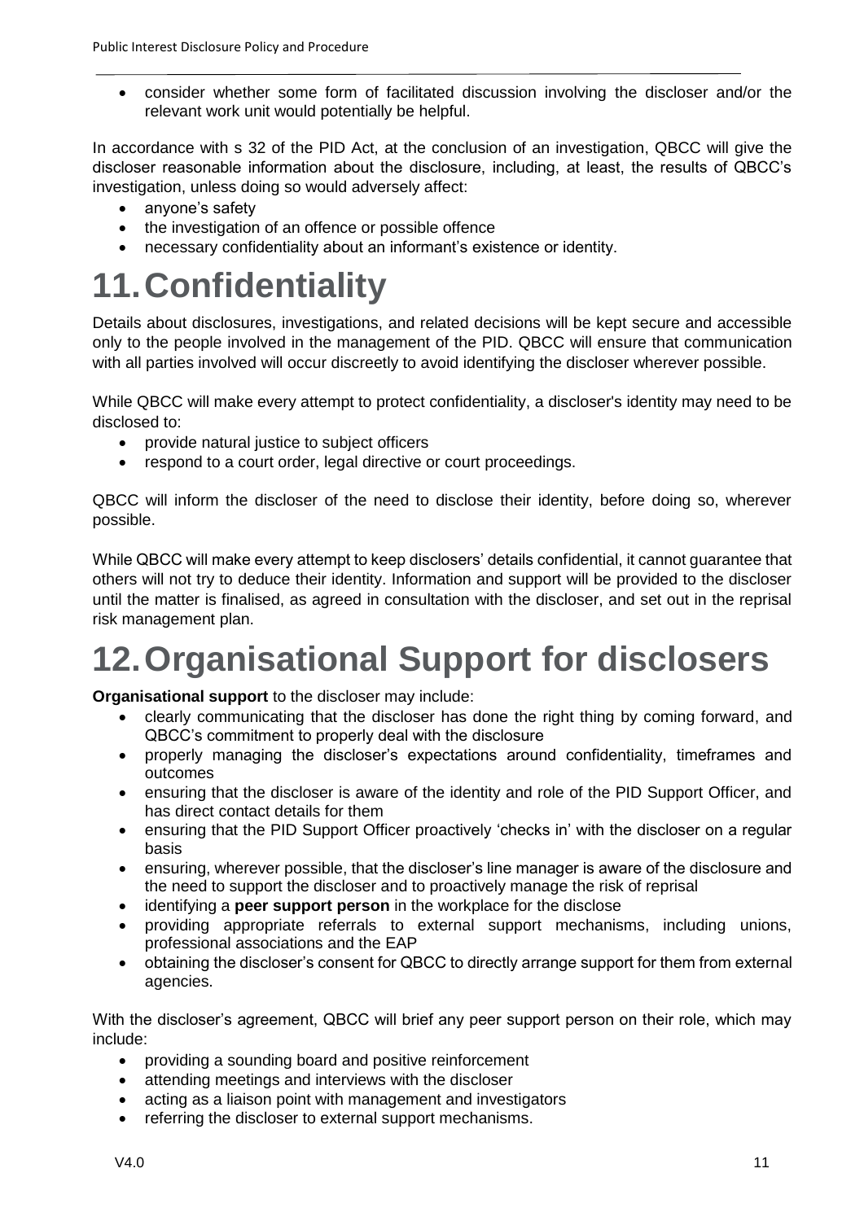- consider whether some form of facilitated discussion involving the discloser and/or the relevant work unit would potentially be helpful.

In accordance with s 32 of the PID Act, at the conclusion of an investigation, QBCC will give the discloser reasonable information about the disclosure, including, at least, the results of QBCC's investigation, unless doing so would adversely affect:

- anyone's safety
- the investigation of an offence or possible offence
- necessary confidentiality about an informant's existence or identity.

# 11. Confidentiality

Details about disclosures, investigations, and related decisions will be kept secure and accessible only to the people involved in the management of the PID. QBCC will ensure that communication with all parties involved will occur discreetly to avoid identifying the discloser wherever possible.

While QBCC will make every attempt to protect confidentiality, a discloser's identity may need to be disclosed to:

- provide natural justice to subject officers
- respond to a court order, legal directive or court proceedings.

QBCC will inform the discloser of the need to disclose their identity, before doing so, wherever possible.

While QBCC will make every attempt to keep disclosers' details confidential, it cannot guarantee that others will not try to deduce their identity. Information and support will be provided to the discloser until the matter is finalised, as agreed in consultation with the discloser, and set out in the reprisal risk management plan.

# 12. Organisational Support for disclosers

**Organisational support** to the discloser may include:

- clearly communicating that the discloser has done the right thing by coming forward, and QBCC's commitment to properly deal with the disclosure
- properly managing the discloser's expectations around confidentiality, timeframes and outcomes
- ensuring that the discloser is aware of the identity and role of the PID Support Officer, and has direct contact details for them
- ensuring that the PID Support Officer proactively 'checks in' with the discloser on a regular basis
- ensuring, wherever possible, that the discloser's line manager is aware of the disclosure and the need to support the discloser and to proactively manage the risk of reprisal
- identifying a **peer support person** in the workplace for the disclose
- providing appropriate referrals to external support mechanisms, including unions, professional associations and the EAP
- obtaining the discloser's consent for QBCC to directly arrange support for them from external agencies.

With the discloser's agreement, QBCC will brief any peer support person on their role, which may include:

- providing a sounding board and positive reinforcement
- attending meetings and interviews with the discloser
- acting as a liaison point with management and investigators
- referring the discloser to external support mechanisms.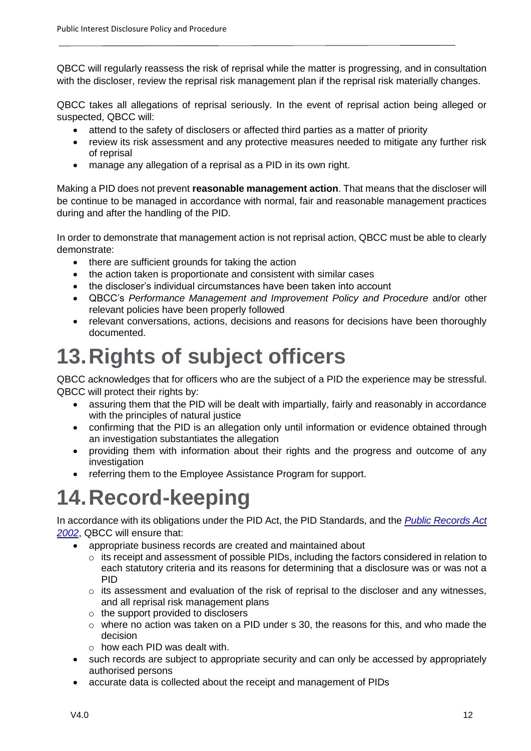QBCC will regularly reassess the risk of reprisal while the matter is progressing, and in consultation with the discloser, review the reprisal risk management plan if the reprisal risk materially changes.

QBCC takes all allegations of reprisal seriously. In the event of reprisal action being alleged or suspected, QBCC will:

- attend to the safety of disclosers or affected third parties as a matter of priority
- review its risk assessment and any protective measures needed to mitigate any further risk of reprisal
- manage any allegation of a reprisal as a PID in its own right.

Making a PID does not prevent **reasonable management action**. That means that the discloser will be continue to be managed in accordance with normal, fair and reasonable management practices during and after the handling of the PID.

In order to demonstrate that management action is not reprisal action, QBCC must be able to clearly demonstrate:

- there are sufficient grounds for taking the action
- the action taken is proportionate and consistent with similar cases
- the discloser's individual circumstances have been taken into account
- QBCC's *Performance Management and Improvement Policy and Procedure* and/or other relevant policies have been properly followed
- relevant conversations, actions, decisions and reasons for decisions have been thoroughly documented.

# 13. Rights of subject officers

QBCC acknowledges that for officers who are the subject of a PID the experience may be stressful. QBCC will protect their rights by:

- assuring them that the PID will be dealt with impartially, fairly and reasonably in accordance with the principles of natural justice
- confirming that the PID is an allegation only until information or evidence obtained through an investigation substantiates the allegation
- providing them with information about their rights and the progress and outcome of any investigation
- referring them to the Employee Assistance Program for support.

# 14. Record-keeping

In accordance with its obligations under the PID Act, the PID Standards, and the *Public Records Act 2002*, QBCC will ensure that:

- appropriate business records are created and maintained about
  - its receipt and assessment of possible PIDs, including the factors considered in relation to each statutory criteria and its reasons for determining that a disclosure was or was not a PID
  - its assessment and evaluation of the risk of reprisal to the discloser and any witnesses, and all reprisal risk management plans
  - the support provided to disclosers
  - where no action was taken on a PID under s 30, the reasons for this, and who made the decision
  - how each PID was dealt with.
- such records are subject to appropriate security and can only be accessed by appropriately authorised persons
- accurate data is collected about the receipt and management of PIDs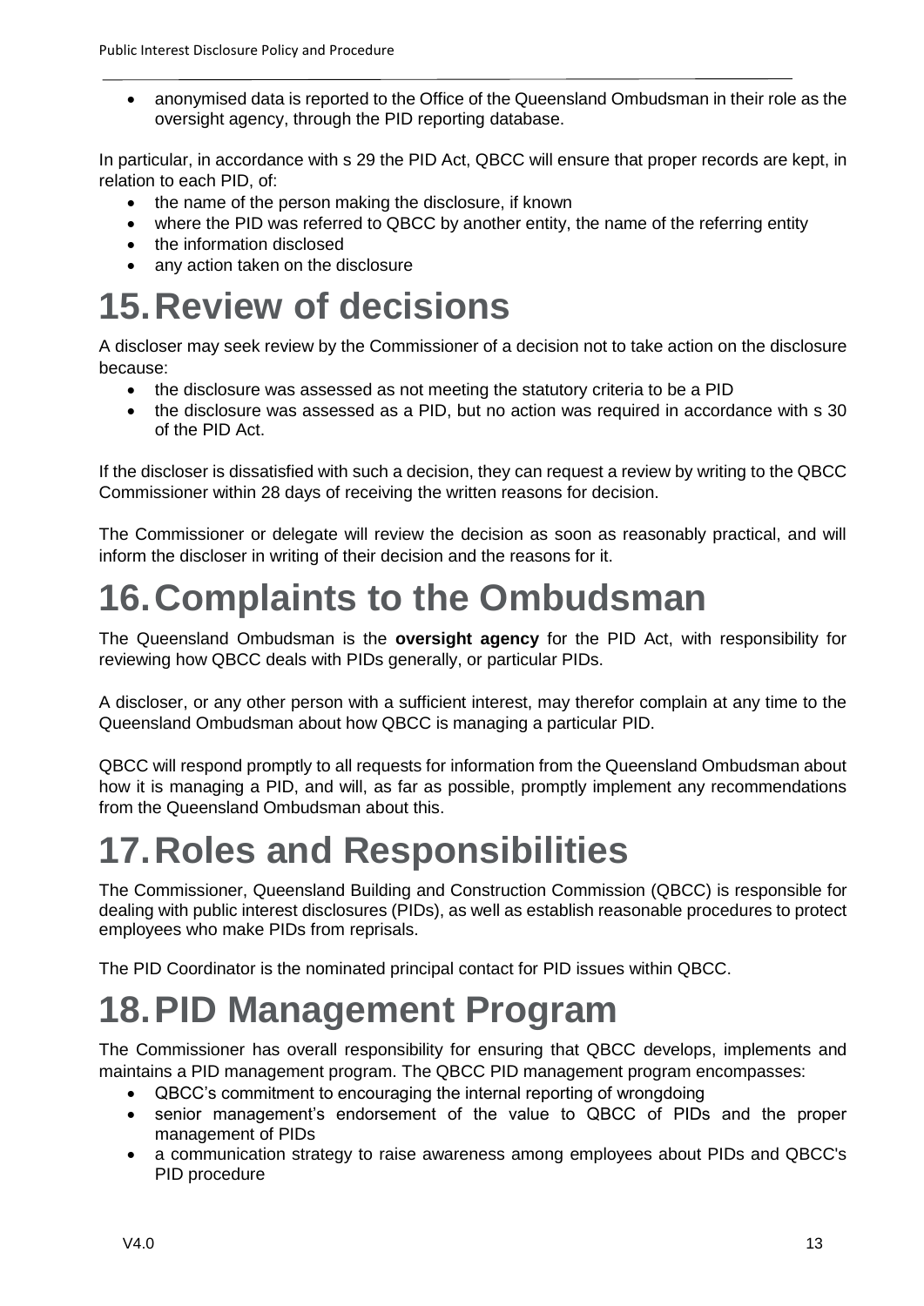- anonymised data is reported to the Office of the Queensland Ombudsman in their role as the oversight agency, through the PID reporting database.

In particular, in accordance with s 29 the PID Act, QBCC will ensure that proper records are kept, in relation to each PID, of:

- the name of the person making the disclosure, if known
- where the PID was referred to QBCC by another entity, the name of the referring entity
- the information disclosed
- any action taken on the disclosure

# 15. Review of decisions

A discloser may seek review by the Commissioner of a decision not to take action on the disclosure because:

- the disclosure was assessed as not meeting the statutory criteria to be a PID
- the disclosure was assessed as a PID, but no action was required in accordance with s 30 of the PID Act.

If the discloser is dissatisfied with such a decision, they can request a review by writing to the QBCC Commissioner within 28 days of receiving the written reasons for decision.

The Commissioner or delegate will review the decision as soon as reasonably practical, and will inform the discloser in writing of their decision and the reasons for it.

# 16. Complaints to the Ombudsman

The Queensland Ombudsman is the **oversight agency** for the PID Act, with responsibility for reviewing how QBCC deals with PIDs generally, or particular PIDs.

A discloser, or any other person with a sufficient interest, may therefor complain at any time to the Queensland Ombudsman about how QBCC is managing a particular PID.

QBCC will respond promptly to all requests for information from the Queensland Ombudsman about how it is managing a PID, and will, as far as possible, promptly implement any recommendations from the Queensland Ombudsman about this.

# 17. Roles and Responsibilities

The Commissioner, Queensland Building and Construction Commission (QBCC) is responsible for dealing with public interest disclosures (PIDs), as well as establish reasonable procedures to protect employees who make PIDs from reprisals.

The PID Coordinator is the nominated principal contact for PID issues within QBCC.

# 18. PID Management Program

The Commissioner has overall responsibility for ensuring that QBCC develops, implements and maintains a PID management program. The QBCC PID management program encompasses:

- QBCC's commitment to encouraging the internal reporting of wrongdoing
- senior management's endorsement of the value to QBCC of PIDs and the proper management of PIDs
- a communication strategy to raise awareness among employees about PIDs and QBCC's PID procedure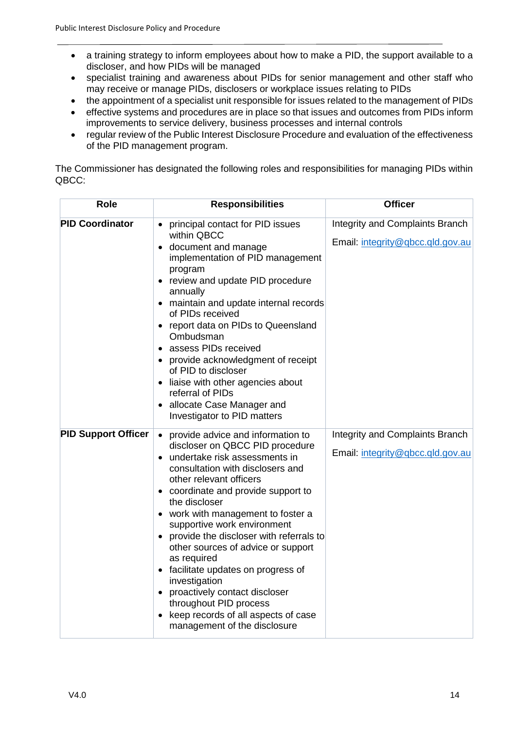- a training strategy to inform employees about how to make a PID, the support available to a discloser, and how PIDs will be managed
- specialist training and awareness about PIDs for senior management and other staff who may receive or manage PIDs, disclosers or workplace issues relating to PIDs
- the appointment of a specialist unit responsible for issues related to the management of PIDs
- effective systems and procedures are in place so that issues and outcomes from PIDs inform improvements to service delivery, business processes and internal controls
- regular review of the Public Interest Disclosure Procedure and evaluation of the effectiveness of the PID management program.

The Commissioner has designated the following roles and responsibilities for managing PIDs within QBCC:

| Role | Responsibilities | Officer |
|---|---|---|
| **PID Coordinator** | • principal contact for PID issues within QBCC<br>• document and manage implementation of PID management program<br>• review and update PID procedure annually<br>• maintain and update internal records of PIDs received<br>• report data on PIDs to Queensland Ombudsman<br>• assess PIDs received<br>• provide acknowledgment of receipt of PID to discloser<br>• liaise with other agencies about referral of PIDs<br>• allocate Case Manager and Investigator to PID matters | Integrity and Complaints Branch<br>Email: integrity@qbcc.qld.gov.au |
| **PID Support Officer** | • provide advice and information to discloser on QBCC PID procedure<br>• undertake risk assessments in consultation with disclosers and other relevant officers<br>• coordinate and provide support to the discloser<br>• work with management to foster a supportive work environment<br>• provide the discloser with referrals to other sources of advice or support as required<br>• facilitate updates on progress of investigation<br>• proactively contact discloser throughout PID process<br>• keep records of all aspects of case management of the disclosure | Integrity and Complaints Branch<br>Email: integrity@qbcc.qld.gov.au |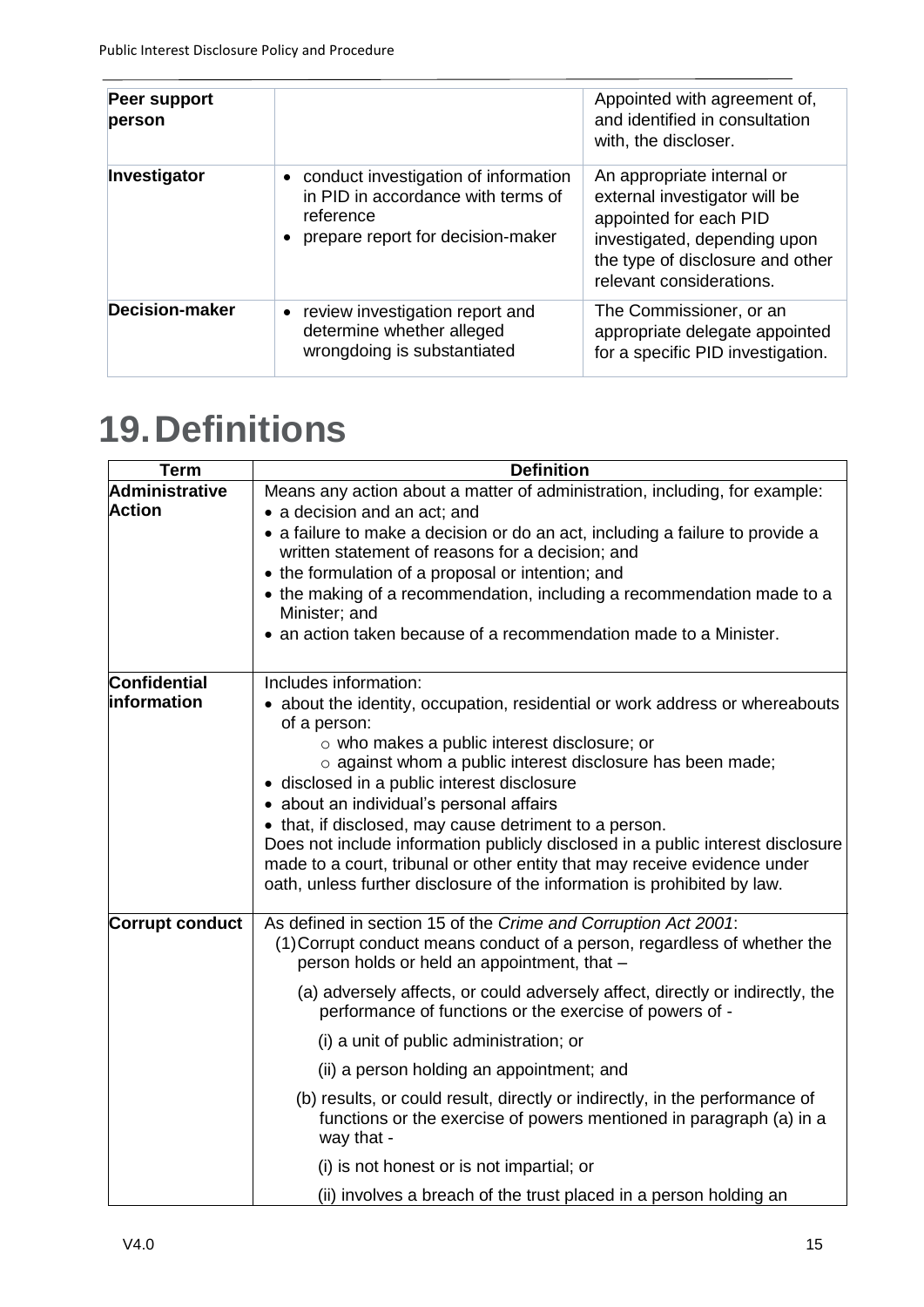| | | |
|---|---|---|
| **Peer support person** | | Appointed with agreement of, and identified in consultation with, the discloser. |
| **Investigator** | • conduct investigation of information in PID in accordance with terms of reference<br>• prepare report for decision-maker | An appropriate internal or external investigator will be appointed for each PID investigated, depending upon the type of disclosure and other relevant considerations. |
| **Decision-maker** | • review investigation report and determine whether alleged wrongdoing is substantiated | The Commissioner, or an appropriate delegate appointed for a specific PID investigation. |

# 19. Definitions

| Term | Definition |
|---|---|
| **Administrative Action** | Means any action about a matter of administration, including, for example:<br>• a decision and an act; and<br>• a failure to make a decision or do an act, including a failure to provide a written statement of reasons for a decision; and<br>• the formulation of a proposal or intention; and<br>• the making of a recommendation, including a recommendation made to a Minister; and<br>• an action taken because of a recommendation made to a Minister. |
| **Confidential information** | Includes information:<br>• about the identity, occupation, residential or work address or whereabouts of a person:<br>  ○ who makes a public interest disclosure; or<br>  ○ against whom a public interest disclosure has been made;<br>• disclosed in a public interest disclosure<br>• about an individual's personal affairs<br>• that, if disclosed, may cause detriment to a person.<br>Does not include information publicly disclosed in a public interest disclosure made to a court, tribunal or other entity that may receive evidence under oath, unless further disclosure of the information is prohibited by law. |
| **Corrupt conduct** | As defined in section 15 of the *Crime and Corruption Act 2001*:<br>(1) Corrupt conduct means conduct of a person, regardless of whether the person holds or held an appointment, that –<br>(a) adversely affects, or could adversely affect, directly or indirectly, the performance of functions or the exercise of powers of -<br>(i) a unit of public administration; or<br>(ii) a person holding an appointment; and<br>(b) results, or could result, directly or indirectly, in the performance of functions or the exercise of powers mentioned in paragraph (a) in a way that -<br>(i) is not honest or is not impartial; or<br>(ii) involves a breach of the trust placed in a person holding an |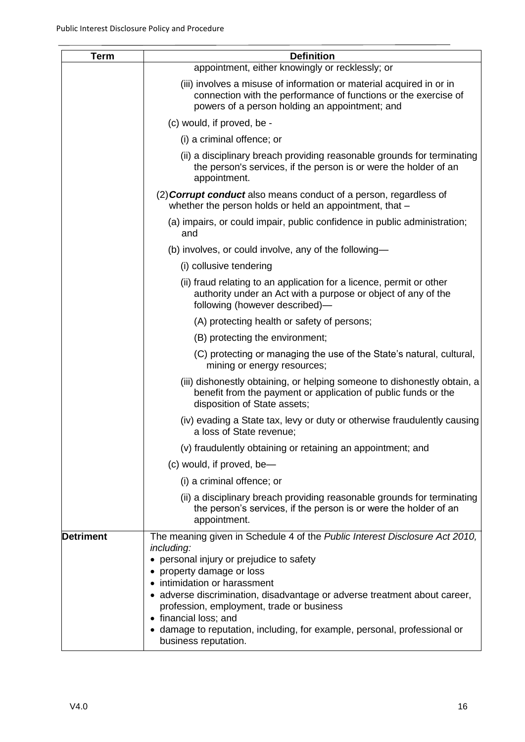| Term | Definition |
|---|---|
| | appointment, either knowingly or recklessly; or<br>(iii) involves a misuse of information or material acquired in or in connection with the performance of functions or the exercise of powers of a person holding an appointment; and<br>(c) would, if proved, be -<br>(i) a criminal offence; or<br>(ii) a disciplinary breach providing reasonable grounds for terminating the person's services, if the person is or were the holder of an appointment.<br>(2) ***Corrupt conduct*** also means conduct of a person, regardless of whether the person holds or held an appointment, that –<br>(a) impairs, or could impair, public confidence in public administration; and<br>(b) involves, or could involve, any of the following—<br>(i) collusive tendering<br>(ii) fraud relating to an application for a licence, permit or other authority under an Act with a purpose or object of any of the following (however described)—<br>(A) protecting health or safety of persons;<br>(B) protecting the environment;<br>(C) protecting or managing the use of the State's natural, cultural, mining or energy resources;<br>(iii) dishonestly obtaining, or helping someone to dishonestly obtain, a benefit from the payment or application of public funds or the disposition of State assets;<br>(iv) evading a State tax, levy or duty or otherwise fraudulently causing a loss of State revenue;<br>(v) fraudulently obtaining or retaining an appointment; and<br>(c) would, if proved, be—<br>(i) a criminal offence; or<br>(ii) a disciplinary breach providing reasonable grounds for terminating the person's services, if the person is or were the holder of an appointment. |
| **Detriment** | The meaning given in Schedule 4 of the *Public Interest Disclosure Act 2010, including:*<br>• personal injury or prejudice to safety<br>• property damage or loss<br>• intimidation or harassment<br>• adverse discrimination, disadvantage or adverse treatment about career, profession, employment, trade or business<br>• financial loss; and<br>• damage to reputation, including, for example, personal, professional or business reputation. |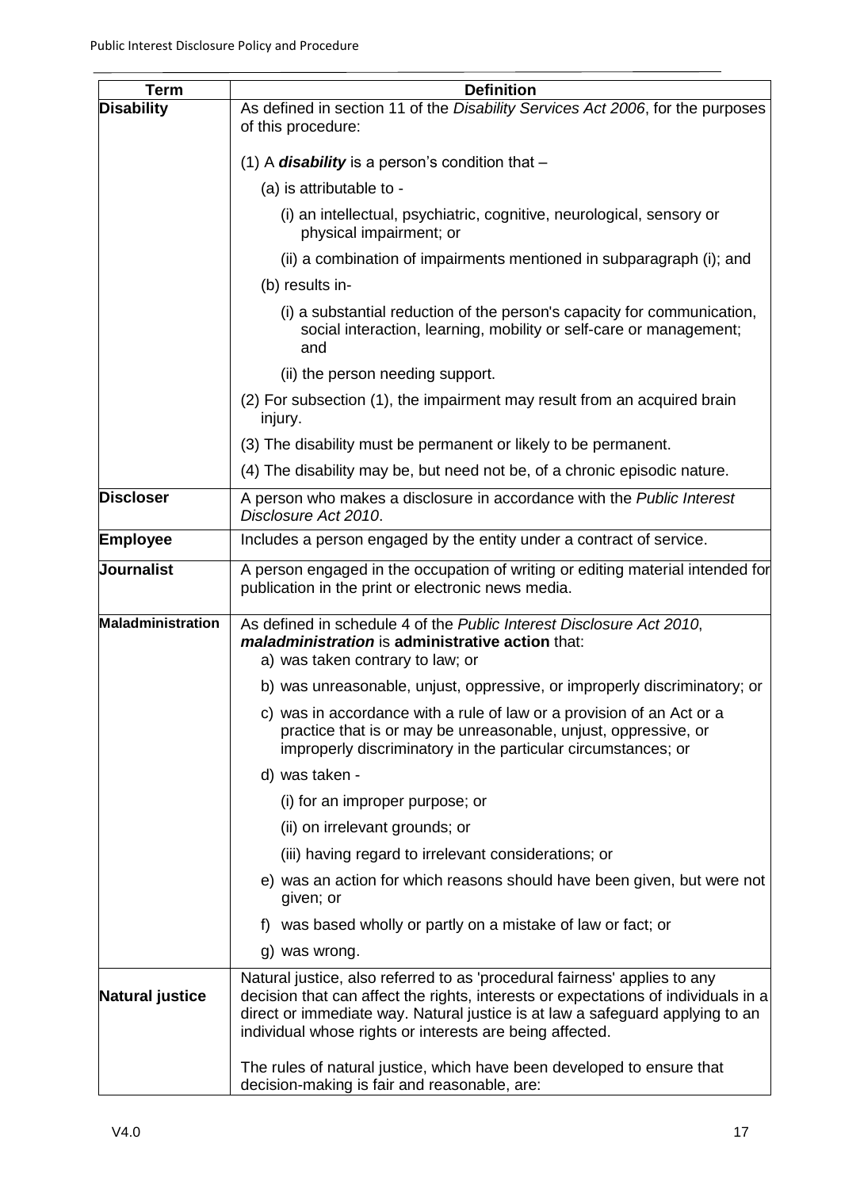| Term | Definition |
|---|---|
| **Disability** | As defined in section 11 of the *Disability Services Act 2006*, for the purposes of this procedure:<br><br>(1) A ***disability*** is a person's condition that –<br>(a) is attributable to -<br>(i) an intellectual, psychiatric, cognitive, neurological, sensory or physical impairment; or<br>(ii) a combination of impairments mentioned in subparagraph (i); and<br>(b) results in-<br>(i) a substantial reduction of the person's capacity for communication, social interaction, learning, mobility or self-care or management; and<br>(ii) the person needing support.<br>(2) For subsection (1), the impairment may result from an acquired brain injury.<br>(3) The disability must be permanent or likely to be permanent.<br>(4) The disability may be, but need not be, of a chronic episodic nature. |
| **Discloser** | A person who makes a disclosure in accordance with the *Public Interest Disclosure Act 2010*. |
| **Employee** | Includes a person engaged by the entity under a contract of service. |
| **Journalist** | A person engaged in the occupation of writing or editing material intended for publication in the print or electronic news media. |
| **Maladministration** | As defined in schedule 4 of the *Public Interest Disclosure Act 2010*, ***maladministration*** is **administrative action** that:<br>a) was taken contrary to law; or<br>b) was unreasonable, unjust, oppressive, or improperly discriminatory; or<br>c) was in accordance with a rule of law or a provision of an Act or a practice that is or may be unreasonable, unjust, oppressive, or improperly discriminatory in the particular circumstances; or<br>d) was taken -<br>(i) for an improper purpose; or<br>(ii) on irrelevant grounds; or<br>(iii) having regard to irrelevant considerations; or<br>e) was an action for which reasons should have been given, but were not given; or<br>f) was based wholly or partly on a mistake of law or fact; or<br>g) was wrong. |
| **Natural justice** | Natural justice, also referred to as 'procedural fairness' applies to any decision that can affect the rights, interests or expectations of individuals in a direct or immediate way. Natural justice is at law a safeguard applying to an individual whose rights or interests are being affected.<br><br>The rules of natural justice, which have been developed to ensure that decision-making is fair and reasonable, are: |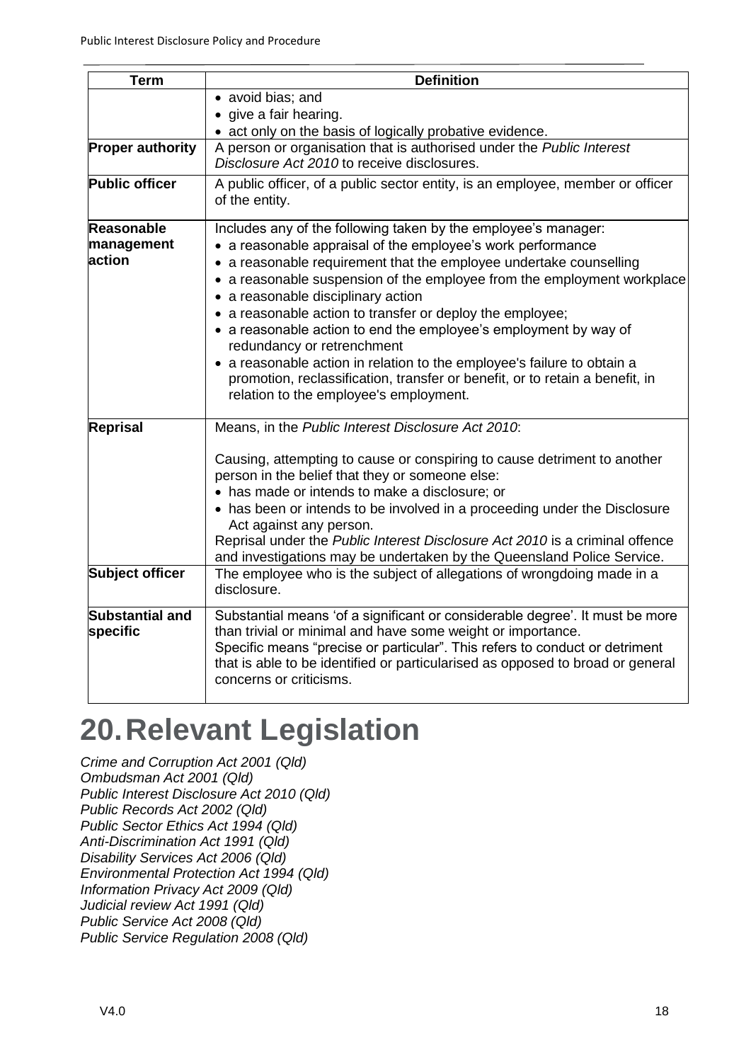| Term | Definition |
|---|---|
| | • avoid bias; and<br>• give a fair hearing.<br>• act only on the basis of logically probative evidence. |
| **Proper authority** | A person or organisation that is authorised under the *Public Interest Disclosure Act 2010* to receive disclosures. |
| **Public officer** | A public officer, of a public sector entity, is an employee, member or officer of the entity. |
| **Reasonable management action** | Includes any of the following taken by the employee's manager:<br>• a reasonable appraisal of the employee's work performance<br>• a reasonable requirement that the employee undertake counselling<br>• a reasonable suspension of the employee from the employment workplace<br>• a reasonable disciplinary action<br>• a reasonable action to transfer or deploy the employee;<br>• a reasonable action to end the employee's employment by way of redundancy or retrenchment<br>• a reasonable action in relation to the employee's failure to obtain a promotion, reclassification, transfer or benefit, or to retain a benefit, in relation to the employee's employment. |
| **Reprisal** | Means, in the *Public Interest Disclosure Act 2010*:<br><br>Causing, attempting to cause or conspiring to cause detriment to another person in the belief that they or someone else:<br>• has made or intends to make a disclosure; or<br>• has been or intends to be involved in a proceeding under the Disclosure Act against any person.<br>Reprisal under the *Public Interest Disclosure Act 2010* is a criminal offence and investigations may be undertaken by the Queensland Police Service. |
| **Subject officer** | The employee who is the subject of allegations of wrongdoing made in a disclosure. |
| **Substantial and specific** | Substantial means 'of a significant or considerable degree'. It must be more than trivial or minimal and have some weight or importance.<br>Specific means "precise or particular". This refers to conduct or detriment that is able to be identified or particularised as opposed to broad or general concerns or criticisms. |

# 20. Relevant Legislation

*Crime and Corruption Act 2001 (Qld)*
*Ombudsman Act 2001 (Qld)*
*Public Interest Disclosure Act 2010 (Qld)*
*Public Records Act 2002 (Qld)*
*Public Sector Ethics Act 1994 (Qld)*
*Anti-Discrimination Act 1991 (Qld)*
*Disability Services Act 2006 (Qld)*
*Environmental Protection Act 1994 (Qld)*
*Information Privacy Act 2009 (Qld)*
*Judicial review Act 1991 (Qld)*
*Public Service Act 2008 (Qld)*
*Public Service Regulation 2008 (Qld)*